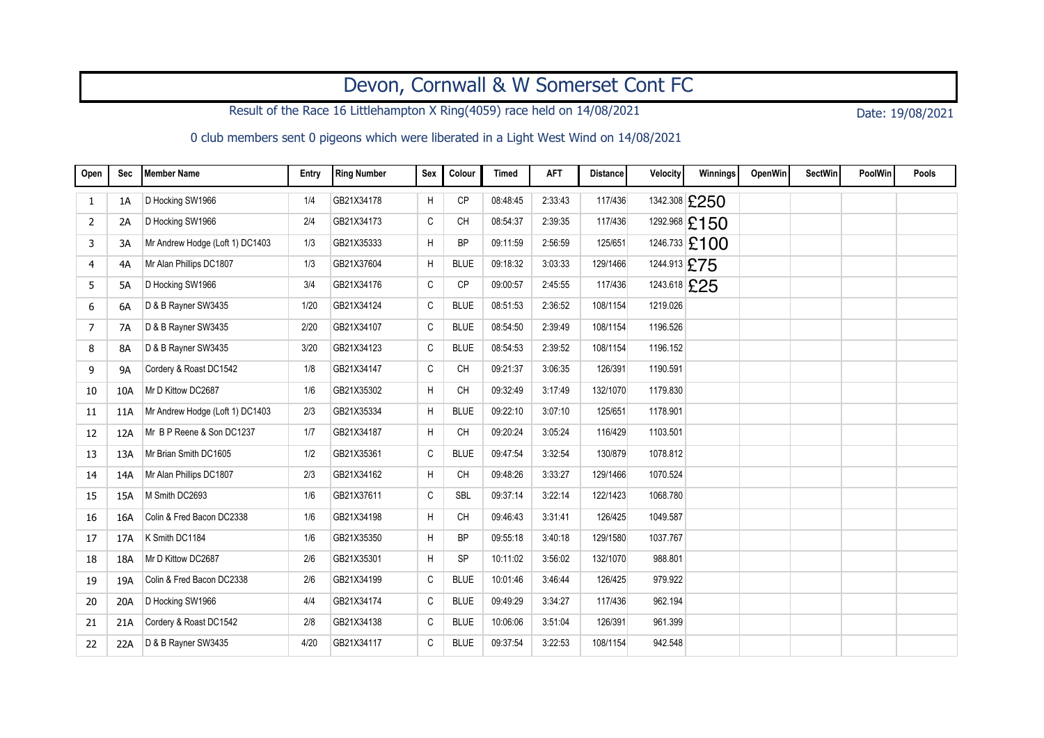# Devon, Cornwall & W Somerset Cont FC

Result of the Race 16 Littlehampton X Ring(4059) race held on 14/08/2021

Date: 19/08/2021

0 club members sent 0 pigeons which were liberated in a Light West Wind on 14/08/2021

| Open | Sec | Member Name | Entry | Ring Number | Sex | Colour | Timed | AFT | Distance | Velocity | Winnings | OpenWin | SectWin | PoolWin | Pools |
|---|---|---|---|---|---|---|---|---|---|---|---|---|---|---|---|
| 1 | 1A | D Hocking SW1966 | 1/4 | GB21X34178 | H | CP | 08:48:45 | 2:33:43 | 117/436 | 1342.308 | £250 | | | | |
| 2 | 2A | D Hocking SW1966 | 2/4 | GB21X34173 | C | CH | 08:54:37 | 2:39:35 | 117/436 | 1292.968 | £150 | | | | |
| 3 | 3A | Mr Andrew Hodge (Loft 1) DC1403 | 1/3 | GB21X35333 | H | BP | 09:11:59 | 2:56:59 | 125/651 | 1246.733 | £100 | | | | |
| 4 | 4A | Mr Alan Phillips DC1807 | 1/3 | GB21X37604 | H | BLUE | 09:18:32 | 3:03:33 | 129/1466 | 1244.913 | £75 | | | | |
| 5 | 5A | D Hocking SW1966 | 3/4 | GB21X34176 | C | CP | 09:00:57 | 2:45:55 | 117/436 | 1243.618 | £25 | | | | |
| 6 | 6A | D & B Rayner SW3435 | 1/20 | GB21X34124 | C | BLUE | 08:51:53 | 2:36:52 | 108/1154 | 1219.026 | | | | | |
| 7 | 7A | D & B Rayner SW3435 | 2/20 | GB21X34107 | C | BLUE | 08:54:50 | 2:39:49 | 108/1154 | 1196.526 | | | | | |
| 8 | 8A | D & B Rayner SW3435 | 3/20 | GB21X34123 | C | BLUE | 08:54:53 | 2:39:52 | 108/1154 | 1196.152 | | | | | |
| 9 | 9A | Cordery & Roast DC1542 | 1/8 | GB21X34147 | C | CH | 09:21:37 | 3:06:35 | 126/391 | 1190.591 | | | | | |
| 10 | 10A | Mr D Kittow DC2687 | 1/6 | GB21X35302 | H | CH | 09:32:49 | 3:17:49 | 132/1070 | 1179.830 | | | | | |
| 11 | 11A | Mr Andrew Hodge (Loft 1) DC1403 | 2/3 | GB21X35334 | H | BLUE | 09:22:10 | 3:07:10 | 125/651 | 1178.901 | | | | | |
| 12 | 12A | Mr B P Reene & Son DC1237 | 1/7 | GB21X34187 | H | CH | 09:20:24 | 3:05:24 | 116/429 | 1103.501 | | | | | |
| 13 | 13A | Mr Brian Smith DC1605 | 1/2 | GB21X35361 | C | BLUE | 09:47:54 | 3:32:54 | 130/879 | 1078.812 | | | | | |
| 14 | 14A | Mr Alan Phillips DC1807 | 2/3 | GB21X34162 | H | CH | 09:48:26 | 3:33:27 | 129/1466 | 1070.524 | | | | | |
| 15 | 15A | M Smith DC2693 | 1/6 | GB21X37611 | C | SBL | 09:37:14 | 3:22:14 | 122/1423 | 1068.780 | | | | | |
| 16 | 16A | Colin & Fred Bacon DC2338 | 1/6 | GB21X34198 | H | CH | 09:46:43 | 3:31:41 | 126/425 | 1049.587 | | | | | |
| 17 | 17A | K Smith DC1184 | 1/6 | GB21X35350 | H | BP | 09:55:18 | 3:40:18 | 129/1580 | 1037.767 | | | | | |
| 18 | 18A | Mr D Kittow DC2687 | 2/6 | GB21X35301 | H | SP | 10:11:02 | 3:56:02 | 132/1070 | 988.801 | | | | | |
| 19 | 19A | Colin & Fred Bacon DC2338 | 2/6 | GB21X34199 | C | BLUE | 10:01:46 | 3:46:44 | 126/425 | 979.922 | | | | | |
| 20 | 20A | D Hocking SW1966 | 4/4 | GB21X34174 | C | BLUE | 09:49:29 | 3:34:27 | 117/436 | 962.194 | | | | | |
| 21 | 21A | Cordery & Roast DC1542 | 2/8 | GB21X34138 | C | BLUE | 10:06:06 | 3:51:04 | 126/391 | 961.399 | | | | | |
| 22 | 22A | D & B Rayner SW3435 | 4/20 | GB21X34117 | C | BLUE | 09:37:54 | 3:22:53 | 108/1154 | 942.548 | | | | | |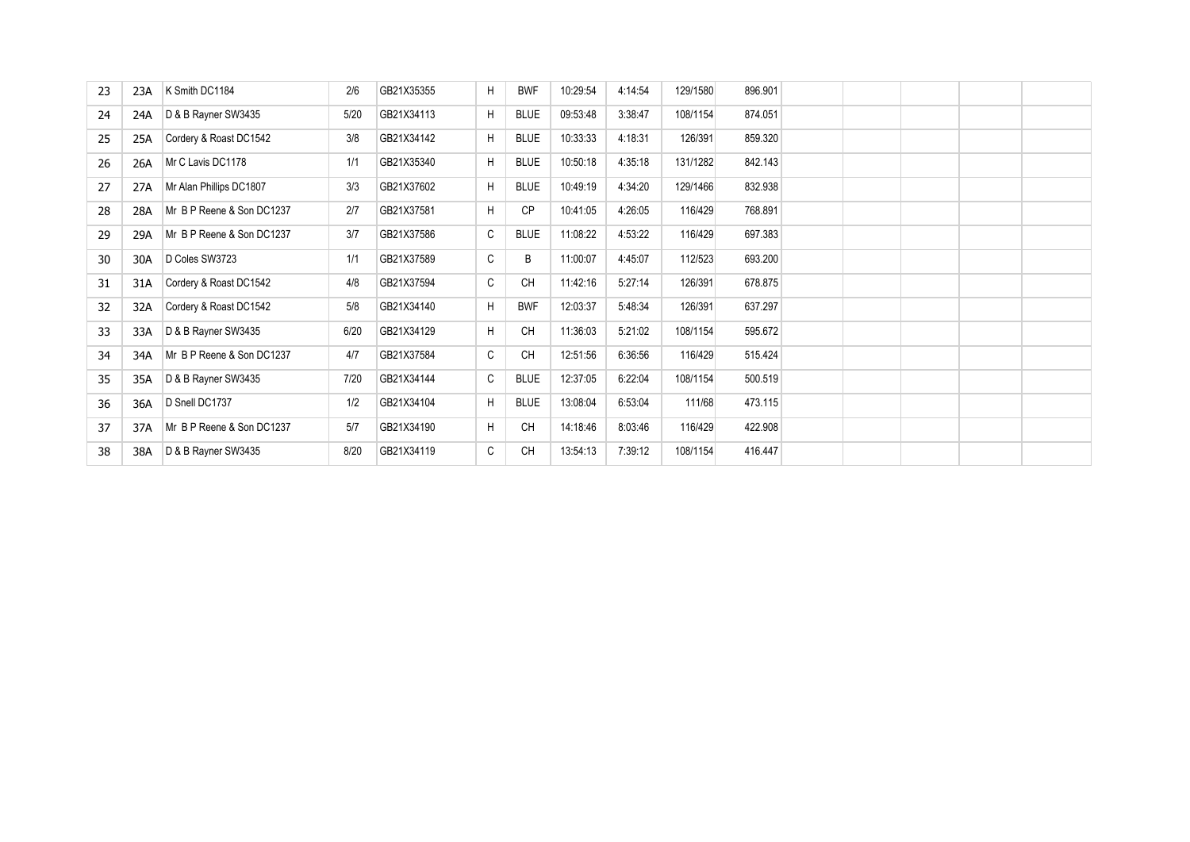| | | | | | | | | | | | | | | | |
|---|---|---|---|---|---|---|---|---|---|---|---|---|---|---|---|
| 23 | 23A | K Smith DC1184 | 2/6 | GB21X35355 | H | BWF | 10:29:54 | 4:14:54 | 129/1580 | 896.901 | | | | | |
| 24 | 24A | D & B Rayner SW3435 | 5/20 | GB21X34113 | H | BLUE | 09:53:48 | 3:38:47 | 108/1154 | 874.051 | | | | | |
| 25 | 25A | Cordery & Roast DC1542 | 3/8 | GB21X34142 | H | BLUE | 10:33:33 | 4:18:31 | 126/391 | 859.320 | | | | | |
| 26 | 26A | Mr C Lavis DC1178 | 1/1 | GB21X35340 | H | BLUE | 10:50:18 | 4:35:18 | 131/1282 | 842.143 | | | | | |
| 27 | 27A | Mr Alan Phillips DC1807 | 3/3 | GB21X37602 | H | BLUE | 10:49:19 | 4:34:20 | 129/1466 | 832.938 | | | | | |
| 28 | 28A | Mr B P Reene & Son DC1237 | 2/7 | GB21X37581 | H | CP | 10:41:05 | 4:26:05 | 116/429 | 768.891 | | | | | |
| 29 | 29A | Mr B P Reene & Son DC1237 | 3/7 | GB21X37586 | C | BLUE | 11:08:22 | 4:53:22 | 116/429 | 697.383 | | | | | |
| 30 | 30A | D Coles SW3723 | 1/1 | GB21X37589 | C | B | 11:00:07 | 4:45:07 | 112/523 | 693.200 | | | | | |
| 31 | 31A | Cordery & Roast DC1542 | 4/8 | GB21X37594 | C | CH | 11:42:16 | 5:27:14 | 126/391 | 678.875 | | | | | |
| 32 | 32A | Cordery & Roast DC1542 | 5/8 | GB21X34140 | H | BWF | 12:03:37 | 5:48:34 | 126/391 | 637.297 | | | | | |
| 33 | 33A | D & B Rayner SW3435 | 6/20 | GB21X34129 | H | CH | 11:36:03 | 5:21:02 | 108/1154 | 595.672 | | | | | |
| 34 | 34A | Mr B P Reene & Son DC1237 | 4/7 | GB21X37584 | C | CH | 12:51:56 | 6:36:56 | 116/429 | 515.424 | | | | | |
| 35 | 35A | D & B Rayner SW3435 | 7/20 | GB21X34144 | C | BLUE | 12:37:05 | 6:22:04 | 108/1154 | 500.519 | | | | | |
| 36 | 36A | D Snell DC1737 | 1/2 | GB21X34104 | H | BLUE | 13:08:04 | 6:53:04 | 111/68 | 473.115 | | | | | |
| 37 | 37A | Mr B P Reene & Son DC1237 | 5/7 | GB21X34190 | H | CH | 14:18:46 | 8:03:46 | 116/429 | 422.908 | | | | | |
| 38 | 38A | D & B Rayner SW3435 | 8/20 | GB21X34119 | C | CH | 13:54:13 | 7:39:12 | 108/1154 | 416.447 | | | | | |